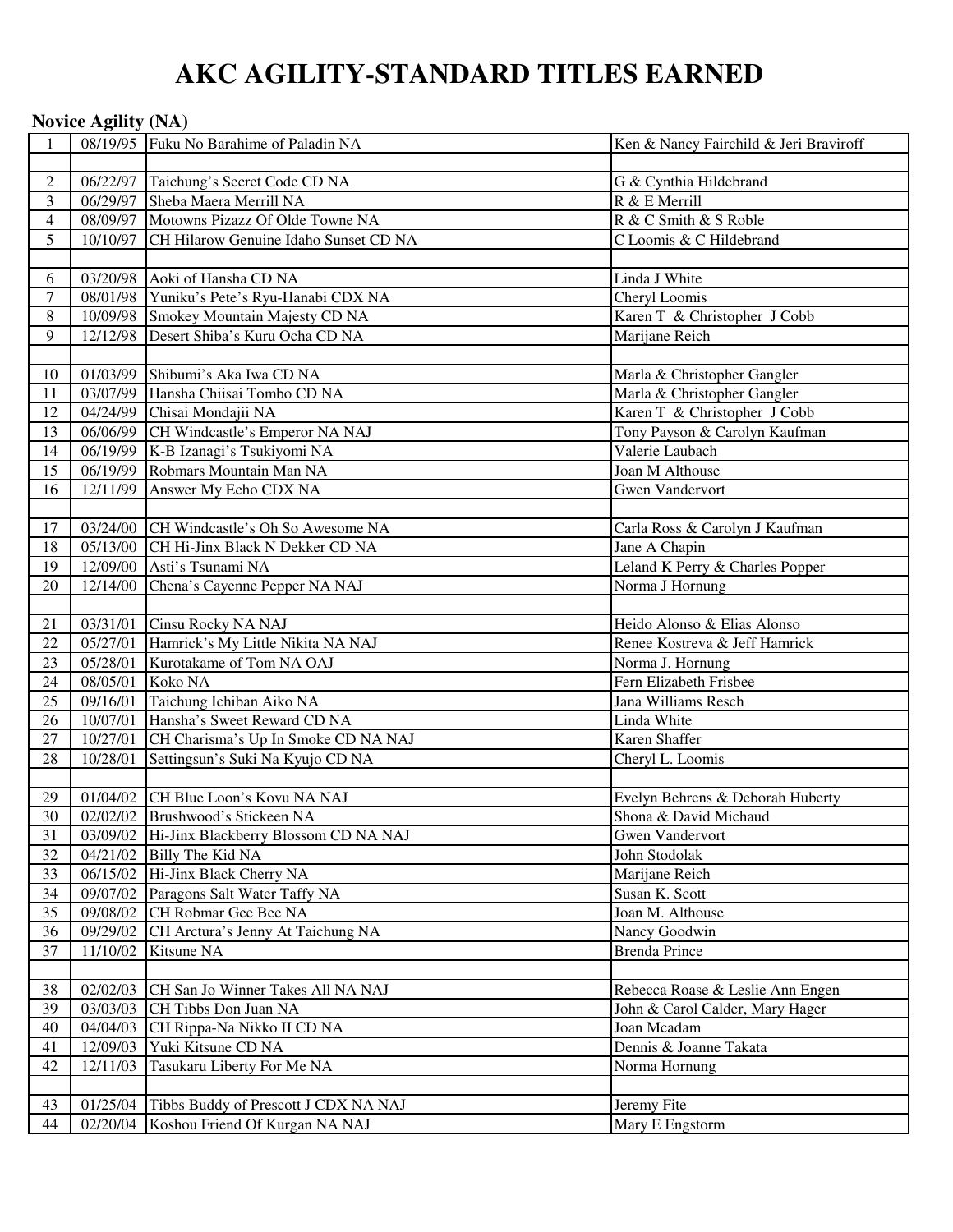# AKC AGILITY-STANDARD TITLES EARNED

## Novice Agility (NA)

| | | | |
|---|---|---|---|
| 1 | 08/19/95 | Fuku No Barahime of Paladin NA | Ken & Nancy Fairchild & Jeri Braviroff |
| | | | |
| 2 | 06/22/97 | Taichung's Secret Code CD NA | G & Cynthia Hildebrand |
| 3 | 06/29/97 | Sheba Maera Merrill NA | R & E Merrill |
| 4 | 08/09/97 | Motowns Pizazz Of Olde Towne NA | R & C Smith & S Roble |
| 5 | 10/10/97 | CH Hilarow Genuine Idaho Sunset CD NA | C Loomis & C Hildebrand |
| | | | |
| 6 | 03/20/98 | Aoki of Hansha CD NA | Linda J White |
| 7 | 08/01/98 | Yuniku's Pete's Ryu-Hanabi CDX NA | Cheryl Loomis |
| 8 | 10/09/98 | Smokey Mountain Majesty CD NA | Karen T & Christopher J Cobb |
| 9 | 12/12/98 | Desert Shiba's Kuru Ocha CD NA | Marijane Reich |
| | | | |
| 10 | 01/03/99 | Shibumi's Aka Iwa CD NA | Marla & Christopher Gangler |
| 11 | 03/07/99 | Hansha Chiisai Tombo CD NA | Marla & Christopher Gangler |
| 12 | 04/24/99 | Chisai Mondajii NA | Karen T & Christopher J Cobb |
| 13 | 06/06/99 | CH Windcastle's Emperor NA NAJ | Tony Payson & Carolyn Kaufman |
| 14 | 06/19/99 | K-B Izanagi's Tsukiyomi NA | Valerie Laubach |
| 15 | 06/19/99 | Robmars Mountain Man NA | Joan M Althouse |
| 16 | 12/11/99 | Answer My Echo CDX NA | Gwen Vandervort |
| | | | |
| 17 | 03/24/00 | CH Windcastle's Oh So Awesome NA | Carla Ross & Carolyn J Kaufman |
| 18 | 05/13/00 | CH Hi-Jinx Black N Dekker CD NA | Jane A Chapin |
| 19 | 12/09/00 | Asti's Tsunami NA | Leland K Perry & Charles Popper |
| 20 | 12/14/00 | Chena's Cayenne Pepper NA NAJ | Norma J Hornung |
| | | | |
| 21 | 03/31/01 | Cinsu Rocky NA NAJ | Heido Alonso & Elias Alonso |
| 22 | 05/27/01 | Hamrick's My Little Nikita NA NAJ | Renee Kostreva & Jeff Hamrick |
| 23 | 05/28/01 | Kurotakame of Tom NA OAJ | Norma J. Hornung |
| 24 | 08/05/01 | Koko NA | Fern Elizabeth Frisbee |
| 25 | 09/16/01 | Taichung Ichiban Aiko NA | Jana Williams Resch |
| 26 | 10/07/01 | Hansha's Sweet Reward CD NA | Linda White |
| 27 | 10/27/01 | CH Charisma's Up In Smoke CD NA NAJ | Karen Shaffer |
| 28 | 10/28/01 | Settingsun's Suki Na Kyujo CD NA | Cheryl L. Loomis |
| | | | |
| 29 | 01/04/02 | CH Blue Loon's Kovu NA NAJ | Evelyn Behrens & Deborah Huberty |
| 30 | 02/02/02 | Brushwood's Stickeen NA | Shona & David Michaud |
| 31 | 03/09/02 | Hi-Jinx Blackberry Blossom CD NA NAJ | Gwen Vandervort |
| 32 | 04/21/02 | Billy The Kid NA | John Stodolak |
| 33 | 06/15/02 | Hi-Jinx Black Cherry NA | Marijane Reich |
| 34 | 09/07/02 | Paragons Salt Water Taffy NA | Susan K. Scott |
| 35 | 09/08/02 | CH Robmar Gee Bee NA | Joan M. Althouse |
| 36 | 09/29/02 | CH Arctura's Jenny At Taichung NA | Nancy Goodwin |
| 37 | 11/10/02 | Kitsune NA | Brenda Prince |
| | | | |
| 38 | 02/02/03 | CH San Jo Winner Takes All NA NAJ | Rebecca Roase & Leslie Ann Engen |
| 39 | 03/03/03 | CH Tibbs Don Juan NA | John & Carol Calder, Mary Hager |
| 40 | 04/04/03 | CH Rippa-Na Nikko II CD NA | Joan Mcadam |
| 41 | 12/09/03 | Yuki Kitsune CD NA | Dennis & Joanne Takata |
| 42 | 12/11/03 | Tasukaru Liberty For Me NA | Norma Hornung |
| | | | |
| 43 | 01/25/04 | Tibbs Buddy of Prescott J CDX NA NAJ | Jeremy Fite |
| 44 | 02/20/04 | Koshou Friend Of Kurgan NA NAJ | Mary E Engstorm |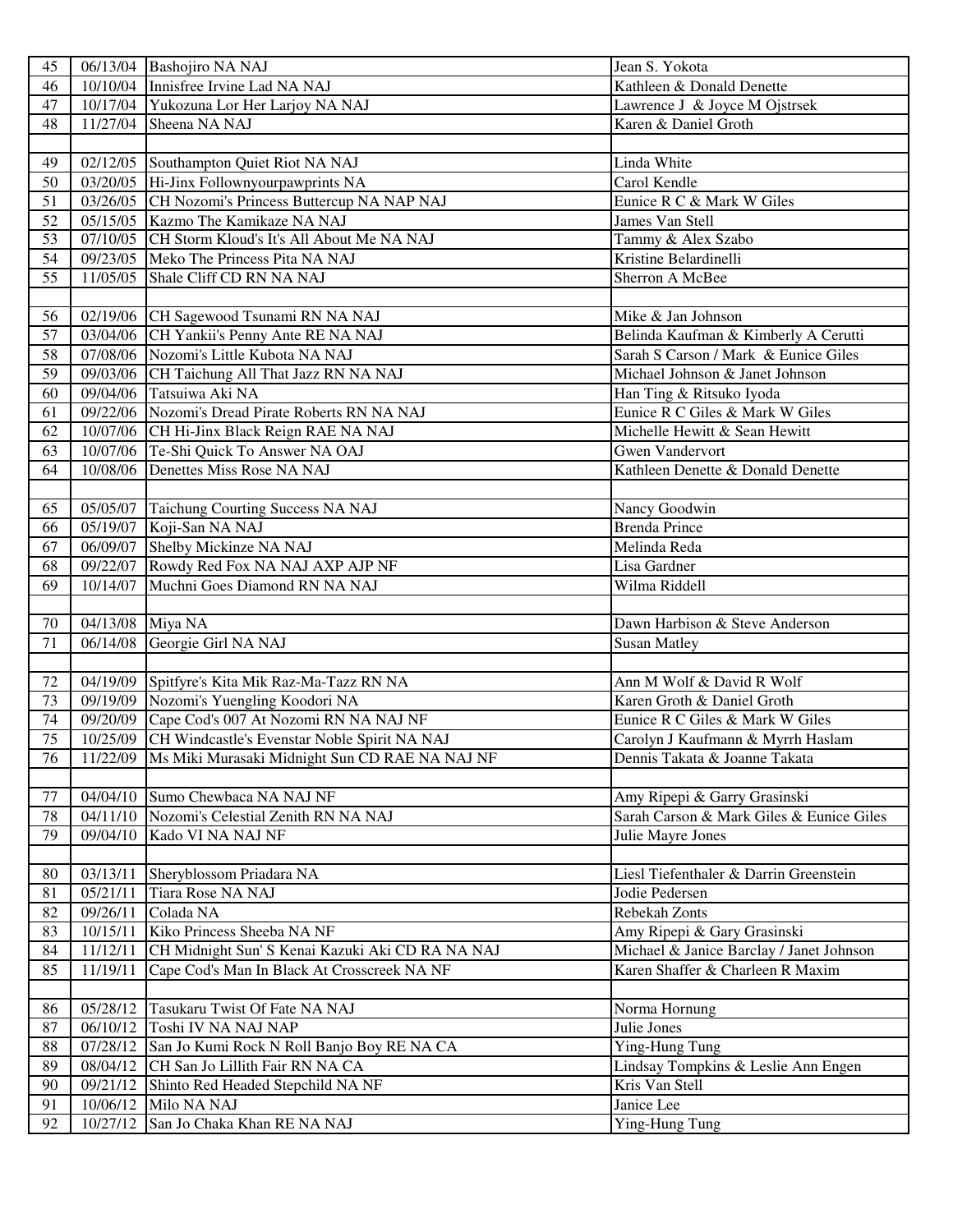| | | | |
|---|---|---|---|
| 45 | 06/13/04 | Bashojiro NA NAJ | Jean S. Yokota |
| 46 | 10/10/04 | Innisfree Irvine Lad NA NAJ | Kathleen & Donald Denette |
| 47 | 10/17/04 | Yukozuna Lor Her Larjoy NA NAJ | Lawrence J & Joyce M Ojstrsek |
| 48 | 11/27/04 | Sheena NA NAJ | Karen & Daniel Groth |
| | | | |
| 49 | 02/12/05 | Southampton Quiet Riot NA NAJ | Linda White |
| 50 | 03/20/05 | Hi-Jinx Followmyourpawprints NA | Carol Kendle |
| 51 | 03/26/05 | CH Nozomi's Princess Buttercup NA NAP NAJ | Eunice R C & Mark W Giles |
| 52 | 05/15/05 | Kazmo The Kamikaze NA NAJ | James Van Stell |
| 53 | 07/10/05 | CH Storm Kloud's It's All About Me NA NAJ | Tammy & Alex Szabo |
| 54 | 09/23/05 | Meko The Princess Pita NA NAJ | Kristine Belardinelli |
| 55 | 11/05/05 | Shale Cliff CD RN NA NAJ | Sherron A McBee |
| | | | |
| 56 | 02/19/06 | CH Sagewood Tsunami RN NA NAJ | Mike & Jan Johnson |
| 57 | 03/04/06 | CH Yankii's Penny Ante RE NA NAJ | Belinda Kaufman & Kimberly A Cerutti |
| 58 | 07/08/06 | Nozomi's Little Kubota NA NAJ | Sarah S Carson / Mark & Eunice Giles |
| 59 | 09/03/06 | CH Taichung All That Jazz RN NA NAJ | Michael Johnson & Janet Johnson |
| 60 | 09/04/06 | Tatsuiwa Aki NA | Han Ting & Ritsuko Iyoda |
| 61 | 09/22/06 | Nozomi's Dread Pirate Roberts RN NA NAJ | Eunice R C Giles & Mark W Giles |
| 62 | 10/07/06 | CH Hi-Jinx Black Reign RAE NA NAJ | Michelle Hewitt & Sean Hewitt |
| 63 | 10/07/06 | Te-Shi Quick To Answer NA OAJ | Gwen Vandervort |
| 64 | 10/08/06 | Denettes Miss Rose NA NAJ | Kathleen Denette & Donald Denette |
| | | | |
| 65 | 05/05/07 | Taichung Courting Success NA NAJ | Nancy Goodwin |
| 66 | 05/19/07 | Koji-San NA NAJ | Brenda Prince |
| 67 | 06/09/07 | Shelby Mickinze NA NAJ | Melinda Reda |
| 68 | 09/22/07 | Rowdy Red Fox NA NAJ AXP AJP NF | Lisa Gardner |
| 69 | 10/14/07 | Muchni Goes Diamond RN NA NAJ | Wilma Riddell |
| | | | |
| 70 | 04/13/08 | Miya NA | Dawn Harbison & Steve Anderson |
| 71 | 06/14/08 | Georgie Girl NA NAJ | Susan Matley |
| | | | |
| 72 | 04/19/09 | Spitfyre's Kita Mik Raz-Ma-Tazz RN NA | Ann M Wolf & David R Wolf |
| 73 | 09/19/09 | Nozomi's Yuengling Koodori NA | Karen Groth & Daniel Groth |
| 74 | 09/20/09 | Cape Cod's 007 At Nozomi RN NA NAJ NF | Eunice R C Giles & Mark W Giles |
| 75 | 10/25/09 | CH Windcastle's Evenstar Noble Spirit NA NAJ | Carolyn J Kaufmann & Myrrh Haslam |
| 76 | 11/22/09 | Ms Miki Murasaki Midnight Sun CD RAE NA NAJ NF | Dennis Takata & Joanne Takata |
| | | | |
| 77 | 04/04/10 | Sumo Chewbaca NA NAJ NF | Amy Ripepi & Garry Grasinski |
| 78 | 04/11/10 | Nozomi's Celestial Zenith RN NA NAJ | Sarah Carson & Mark Giles & Eunice Giles |
| 79 | 09/04/10 | Kado VI NA NAJ NF | Julie Mayre Jones |
| | | | |
| 80 | 03/13/11 | Sheryblossom Priadara NA | Liesl Tiefenthaler & Darrin Greenstein |
| 81 | 05/21/11 | Tiara Rose NA NAJ | Jodie Pedersen |
| 82 | 09/26/11 | Colada NA | Rebekah Zonts |
| 83 | 10/15/11 | Kiko Princess Sheeba NA NF | Amy Ripepi & Gary Grasinski |
| 84 | 11/12/11 | CH Midnight Sun' S Kenai Kazuki Aki CD RA NA NAJ | Michael & Janice Barclay / Janet Johnson |
| 85 | 11/19/11 | Cape Cod's Man In Black At Crosscreek NA NF | Karen Shaffer & Charleen R Maxim |
| | | | |
| 86 | 05/28/12 | Tasukaru Twist Of Fate NA NAJ | Norma Hornung |
| 87 | 06/10/12 | Toshi IV NA NAJ NAP | Julie Jones |
| 88 | 07/28/12 | San Jo Kumi Rock N Roll Banjo Boy RE NA CA | Ying-Hung Tung |
| 89 | 08/04/12 | CH San Jo Lillith Fair RN NA CA | Lindsay Tompkins & Leslie Ann Engen |
| 90 | 09/21/12 | Shinto Red Headed Stepchild NA NF | Kris Van Stell |
| 91 | 10/06/12 | Milo NA NAJ | Janice Lee |
| 92 | 10/27/12 | San Jo Chaka Khan RE NA NAJ | Ying-Hung Tung |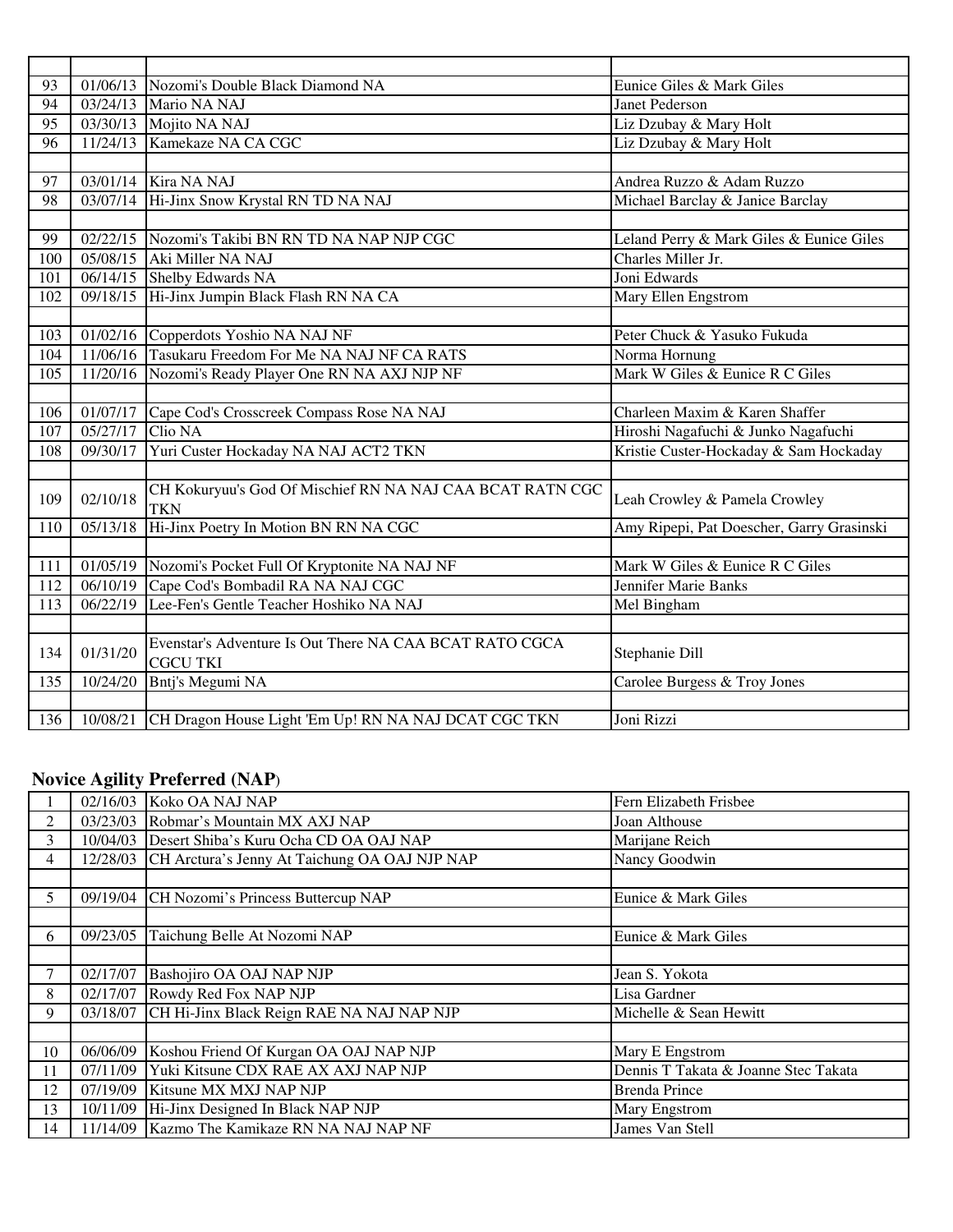| | | | |
|---|---|---|---|
| 93 | 01/06/13 | Nozomi's Double Black Diamond NA | Eunice Giles & Mark Giles |
| 94 | 03/24/13 | Mario NA NAJ | Janet Pederson |
| 95 | 03/30/13 | Mojito NA NAJ | Liz Dzubay & Mary Holt |
| 96 | 11/24/13 | Kamekaze NA CA CGC | Liz Dzubay & Mary Holt |
| | | | |
| 97 | 03/01/14 | Kira NA NAJ | Andrea Ruzzo & Adam Ruzzo |
| 98 | 03/07/14 | Hi-Jinx Snow Krystal RN TD NA NAJ | Michael Barclay & Janice Barclay |
| | | | |
| 99 | 02/22/15 | Nozomi's Takibi BN RN TD NA NAP NJP CGC | Leland Perry & Mark Giles & Eunice Giles |
| 100 | 05/08/15 | Aki Miller NA NAJ | Charles Miller Jr. |
| 101 | 06/14/15 | Shelby Edwards NA | Joni Edwards |
| 102 | 09/18/15 | Hi-Jinx Jumpin Black Flash RN NA CA | Mary Ellen Engstrom |
| | | | |
| 103 | 01/02/16 | Copperdots Yoshio NA NAJ NF | Peter Chuck & Yasuko Fukuda |
| 104 | 11/06/16 | Tasukaru Freedom For Me NA NAJ NF CA RATS | Norma Hornung |
| 105 | 11/20/16 | Nozomi's Ready Player One RN NA AXJ NJP NF | Mark W Giles & Eunice R C Giles |
| | | | |
| 106 | 01/07/17 | Cape Cod's Crosscreek Compass Rose NA NAJ | Charleen Maxim & Karen Shaffer |
| 107 | 05/27/17 | Clio NA | Hiroshi Nagafuchi & Junko Nagafuchi |
| 108 | 09/30/17 | Yuri Custer Hockaday NA NAJ ACT2 TKN | Kristie Custer-Hockaday & Sam Hockaday |
| | | | |
| 109 | 02/10/18 | CH Kokuryuu's God Of Mischief RN NA NAJ CAA BCAT RATN CGC TKN | Leah Crowley & Pamela Crowley |
| 110 | 05/13/18 | Hi-Jinx Poetry In Motion BN RN NA CGC | Amy Ripepi, Pat Doescher, Garry Grasinski |
| | | | |
| 111 | 01/05/19 | Nozomi's Pocket Full Of Kryptonite NA NAJ NF | Mark W Giles & Eunice R C Giles |
| 112 | 06/10/19 | Cape Cod's Bombadil RA NA NAJ CGC | Jennifer Marie Banks |
| 113 | 06/22/19 | Lee-Fen's Gentle Teacher Hoshiko NA NAJ | Mel Bingham |
| | | | |
| 134 | 01/31/20 | Evenstar's Adventure Is Out There NA CAA BCAT RATO CGCA CGCU TKI | Stephanie Dill |
| 135 | 10/24/20 | Bntj's Megumi NA | Carolee Burgess & Troy Jones |
| | | | |
| 136 | 10/08/21 | CH Dragon House Light 'Em Up! RN NA NAJ DCAT CGC TKN | Joni Rizzi |

## Novice Agility Preferred (NAP)

| | | | |
|---|---|---|---|
| 1 | 02/16/03 | Koko OA NAJ NAP | Fern Elizabeth Frisbee |
| 2 | 03/23/03 | Robmar's Mountain MX AXJ NAP | Joan Althouse |
| 3 | 10/04/03 | Desert Shiba's Kuru Ocha CD OA OAJ NAP | Marijane Reich |
| 4 | 12/28/03 | CH Arctura's Jenny At Taichung OA OAJ NJP NAP | Nancy Goodwin |
| | | | |
| 5 | 09/19/04 | CH Nozomi's Princess Buttercup NAP | Eunice & Mark Giles |
| | | | |
| 6 | 09/23/05 | Taichung Belle At Nozomi NAP | Eunice & Mark Giles |
| | | | |
| 7 | 02/17/07 | Bashojiro OA OAJ NAP NJP | Jean S. Yokota |
| 8 | 02/17/07 | Rowdy Red Fox NAP NJP | Lisa Gardner |
| 9 | 03/18/07 | CH Hi-Jinx Black Reign RAE NA NAJ NAP NJP | Michelle & Sean Hewitt |
| | | | |
| 10 | 06/06/09 | Koshou Friend Of Kurgan OA OAJ NAP NJP | Mary E Engstrom |
| 11 | 07/11/09 | Yuki Kitsune CDX RAE AX AXJ NAP NJP | Dennis T Takata & Joanne Stec Takata |
| 12 | 07/19/09 | Kitsune MX MXJ NAP NJP | Brenda Prince |
| 13 | 10/11/09 | Hi-Jinx Designed In Black NAP NJP | Mary Engstrom |
| 14 | 11/14/09 | Kazmo The Kamikaze RN NA NAJ NAP NF | James Van Stell |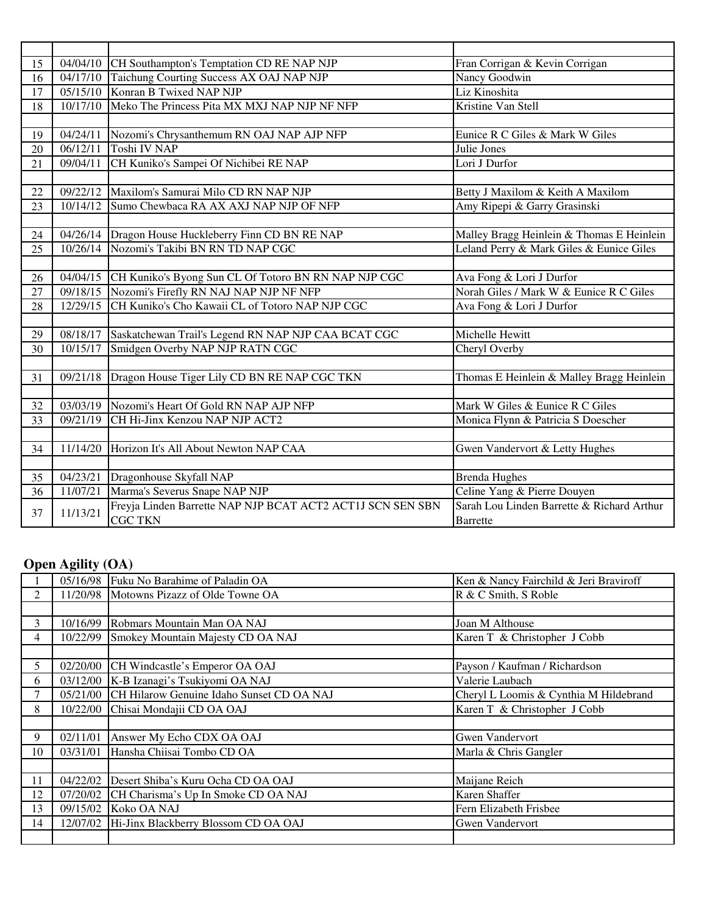| | | | |
|---|---|---|---|
| 15 | 04/04/10 | CH Southampton's Temptation CD RE NAP NJP | Fran Corrigan & Kevin Corrigan |
| 16 | 04/17/10 | Taichung Courting Success AX OAJ NAP NJP | Nancy Goodwin |
| 17 | 05/15/10 | Konran B Twixed NAP NJP | Liz Kinoshita |
| 18 | 10/17/10 | Meko The Princess Pita MX MXJ NAP NJP NF NFP | Kristine Van Stell |
| | | | |
| 19 | 04/24/11 | Nozomi's Chrysanthemum RN OAJ NAP AJP NFP | Eunice R C Giles & Mark W Giles |
| 20 | 06/12/11 | Toshi IV NAP | Julie Jones |
| 21 | 09/04/11 | CH Kuniko's Sampei Of Nichibei RE NAP | Lori J Durfor |
| | | | |
| 22 | 09/22/12 | Maxilom's Samurai Milo CD RN NAP NJP | Betty J Maxilom & Keith A Maxilom |
| 23 | 10/14/12 | Sumo Chewbaca RA AX AXJ NAP NJP OF NFP | Amy Ripepi & Garry Grasinski |
| | | | |
| 24 | 04/26/14 | Dragon House Huckleberry Finn CD BN RE NAP | Malley Bragg Heinlein & Thomas E Heinlein |
| 25 | 10/26/14 | Nozomi's Takibi BN RN TD NAP CGC | Leland Perry & Mark Giles & Eunice Giles |
| | | | |
| 26 | 04/04/15 | CH Kuniko's Byong Sun CL Of Totoro BN RN NAP NJP CGC | Ava Fong & Lori J Durfor |
| 27 | 09/18/15 | Nozomi's Firefly RN NAJ NAP NJP NF NFP | Norah Giles / Mark W & Eunice R C Giles |
| 28 | 12/29/15 | CH Kuniko's Cho Kawaii CL of Totoro NAP NJP CGC | Ava Fong & Lori J Durfor |
| | | | |
| 29 | 08/18/17 | Saskatchewan Trail's Legend RN NAP NJP CAA BCAT CGC | Michelle Hewitt |
| 30 | 10/15/17 | Smidgen Overby NAP NJP RATN CGC | Cheryl Overby |
| | | | |
| 31 | 09/21/18 | Dragon House Tiger Lily CD BN RE NAP CGC TKN | Thomas E Heinlein & Malley Bragg Heinlein |
| | | | |
| 32 | 03/03/19 | Nozomi's Heart Of Gold RN NAP AJP NFP | Mark W Giles & Eunice R C Giles |
| 33 | 09/21/19 | CH Hi-Jinx Kenzou NAP NJP ACT2 | Monica Flynn & Patricia S Doescher |
| | | | |
| 34 | 11/14/20 | Horizon It's All About Newton NAP CAA | Gwen Vandervort & Letty Hughes |
| | | | |
| 35 | 04/23/21 | Dragonhouse Skyfall NAP | Brenda Hughes |
| 36 | 11/07/21 | Marma's Severus Snape NAP NJP | Celine Yang & Pierre Douyen |
| 37 | 11/13/21 | Freyja Linden Barrette NAP NJP BCAT ACT2 ACT1J SCN SEN SBN CGC TKN | Sarah Lou Linden Barrette & Richard Arthur Barrette |

## Open Agility (OA)

| | | | |
|---|---|---|---|
| 1 | 05/16/98 | Fuku No Barahime of Paladin OA | Ken & Nancy Fairchild & Jeri Braviroff |
| 2 | 11/20/98 | Motowns Pizazz of Olde Towne OA | R & C Smith, S Roble |
| | | | |
| 3 | 10/16/99 | Robmars Mountain Man OA NAJ | Joan M Althouse |
| 4 | 10/22/99 | Smokey Mountain Majesty CD OA NAJ | Karen T & Christopher J Cobb |
| | | | |
| 5 | 02/20/00 | CH Windcastle's Emperor OA OAJ | Payson / Kaufman / Richardson |
| 6 | 03/12/00 | K-B Izanagi's Tsukiyomi OA NAJ | Valerie Laubach |
| 7 | 05/21/00 | CH Hilarow Genuine Idaho Sunset CD OA NAJ | Cheryl L Loomis & Cynthia M Hildebrand |
| 8 | 10/22/00 | Chisai Mondajii CD OA OAJ | Karen T & Christopher J Cobb |
| | | | |
| 9 | 02/11/01 | Answer My Echo CDX OA OAJ | Gwen Vandervort |
| 10 | 03/31/01 | Hansha Chiisai Tombo CD OA | Marla & Chris Gangler |
| | | | |
| 11 | 04/22/02 | Desert Shiba's Kuru Ocha CD OA OAJ | Maijane Reich |
| 12 | 07/20/02 | CH Charisma's Up In Smoke CD OA NAJ | Karen Shaffer |
| 13 | 09/15/02 | Koko OA NAJ | Fern Elizabeth Frisbee |
| 14 | 12/07/02 | Hi-Jinx Blackberry Blossom CD OA OAJ | Gwen Vandervort |
| | | | |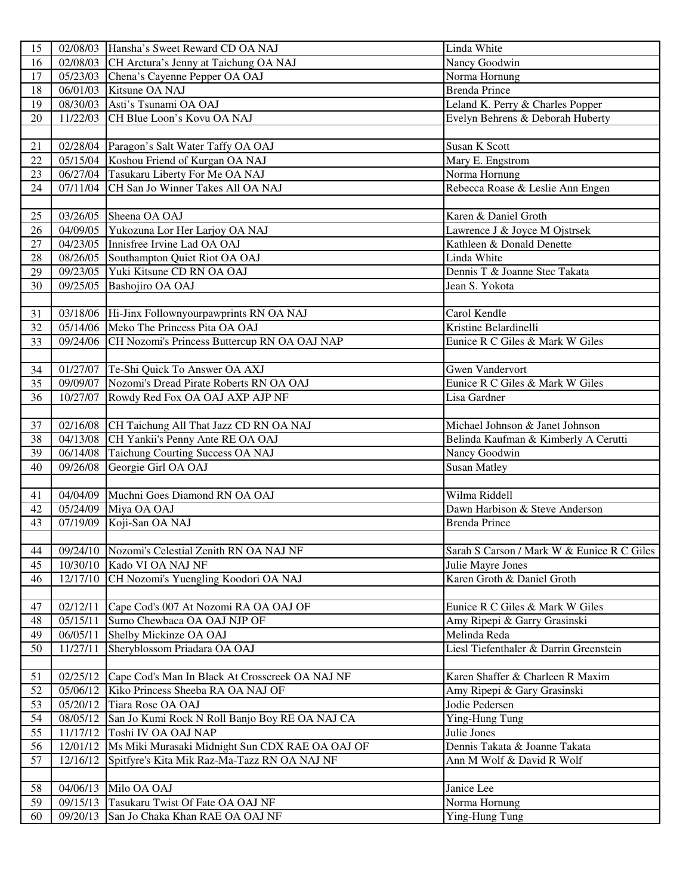| | | | |
|---|---|---|---|
| 15 | 02/08/03 | Hansha's Sweet Reward CD OA NAJ | Linda White |
| 16 | 02/08/03 | CH Arctura's Jenny at Taichung OA NAJ | Nancy Goodwin |
| 17 | 05/23/03 | Chena's Cayenne Pepper OA OAJ | Norma Hornung |
| 18 | 06/01/03 | Kitsune OA NAJ | Brenda Prince |
| 19 | 08/30/03 | Asti's Tsunami OA OAJ | Leland K. Perry & Charles Popper |
| 20 | 11/22/03 | CH Blue Loon's Kovu OA NAJ | Evelyn Behrens & Deborah Huberty |
| | | | |
| 21 | 02/28/04 | Paragon's Salt Water Taffy OA OAJ | Susan K Scott |
| 22 | 05/15/04 | Koshou Friend of Kurgan OA NAJ | Mary E. Engstrom |
| 23 | 06/27/04 | Tasukaru Liberty For Me OA NAJ | Norma Hornung |
| 24 | 07/11/04 | CH San Jo Winner Takes All OA NAJ | Rebecca Roase & Leslie Ann Engen |
| | | | |
| 25 | 03/26/05 | Sheena OA OAJ | Karen & Daniel Groth |
| 26 | 04/09/05 | Yukozuna Lor Her Larjoy OA NAJ | Lawrence J & Joyce M Ojstrsek |
| 27 | 04/23/05 | Innisfree Irvine Lad OA OAJ | Kathleen & Donald Denette |
| 28 | 08/26/05 | Southampton Quiet Riot OA OAJ | Linda White |
| 29 | 09/23/05 | Yuki Kitsune CD RN OA OAJ | Dennis T & Joanne Stec Takata |
| 30 | 09/25/05 | Bashojiro OA OAJ | Jean S. Yokota |
| | | | |
| 31 | 03/18/06 | Hi-Jinx Followyourpawprints RN OA NAJ | Carol Kendle |
| 32 | 05/14/06 | Meko The Princess Pita OA OAJ | Kristine Belardinelli |
| 33 | 09/24/06 | CH Nozomi's Princess Buttercup RN OA OAJ NAP | Eunice R C Giles & Mark W Giles |
| | | | |
| 34 | 01/27/07 | Te-Shi Quick To Answer OA AXJ | Gwen Vandervort |
| 35 | 09/09/07 | Nozomi's Dread Pirate Roberts RN OA OAJ | Eunice R C Giles & Mark W Giles |
| 36 | 10/27/07 | Rowdy Red Fox OA OAJ AXP AJP NF | Lisa Gardner |
| | | | |
| 37 | 02/16/08 | CH Taichung All That Jazz CD RN OA NAJ | Michael Johnson & Janet Johnson |
| 38 | 04/13/08 | CH Yankii's Penny Ante RE OA OAJ | Belinda Kaufman & Kimberly A Cerutti |
| 39 | 06/14/08 | Taichung Courting Success OA NAJ | Nancy Goodwin |
| 40 | 09/26/08 | Georgie Girl OA OAJ | Susan Matley |
| | | | |
| 41 | 04/04/09 | Muchni Goes Diamond RN OA OAJ | Wilma Riddell |
| 42 | 05/24/09 | Miya OA OAJ | Dawn Harbison & Steve Anderson |
| 43 | 07/19/09 | Koji-San OA NAJ | Brenda Prince |
| | | | |
| 44 | 09/24/10 | Nozomi's Celestial Zenith RN OA NAJ NF | Sarah S Carson / Mark W & Eunice R C Giles |
| 45 | 10/30/10 | Kado VI OA NAJ NF | Julie Mayre Jones |
| 46 | 12/17/10 | CH Nozomi's Yuengling Koodori OA NAJ | Karen Groth & Daniel Groth |
| | | | |
| 47 | 02/12/11 | Cape Cod's 007 At Nozomi RA OA OAJ OF | Eunice R C Giles & Mark W Giles |
| 48 | 05/15/11 | Sumo Chewbaca OA OAJ NJP OF | Amy Ripepi & Garry Grasinski |
| 49 | 06/05/11 | Shelby Mickinze OA OAJ | Melinda Reda |
| 50 | 11/27/11 | Sheryblossom Priadara OA OAJ | Liesl Tiefenthaler & Darrin Greenstein |
| | | | |
| 51 | 02/25/12 | Cape Cod's Man In Black At Crosscreek OA NAJ NF | Karen Shaffer & Charleen R Maxim |
| 52 | 05/06/12 | Kiko Princess Sheeba RA OA NAJ OF | Amy Ripepi & Gary Grasinski |
| 53 | 05/20/12 | Tiara Rose OA OAJ | Jodie Pedersen |
| 54 | 08/05/12 | San Jo Kumi Rock N Roll Banjo Boy RE OA NAJ CA | Ying-Hung Tung |
| 55 | 11/17/12 | Toshi IV OA OAJ NAP | Julie Jones |
| 56 | 12/01/12 | Ms Miki Murasaki Midnight Sun CDX RAE OA OAJ OF | Dennis Takata & Joanne Takata |
| 57 | 12/16/12 | Spitfyre's Kita Mik Raz-Ma-Tazz RN OA NAJ NF | Ann M Wolf & David R Wolf |
| | | | |
| 58 | 04/06/13 | Milo OA OAJ | Janice Lee |
| 59 | 09/15/13 | Tasukaru Twist Of Fate OA OAJ NF | Norma Hornung |
| 60 | 09/20/13 | San Jo Chaka Khan RAE OA OAJ NF | Ying-Hung Tung |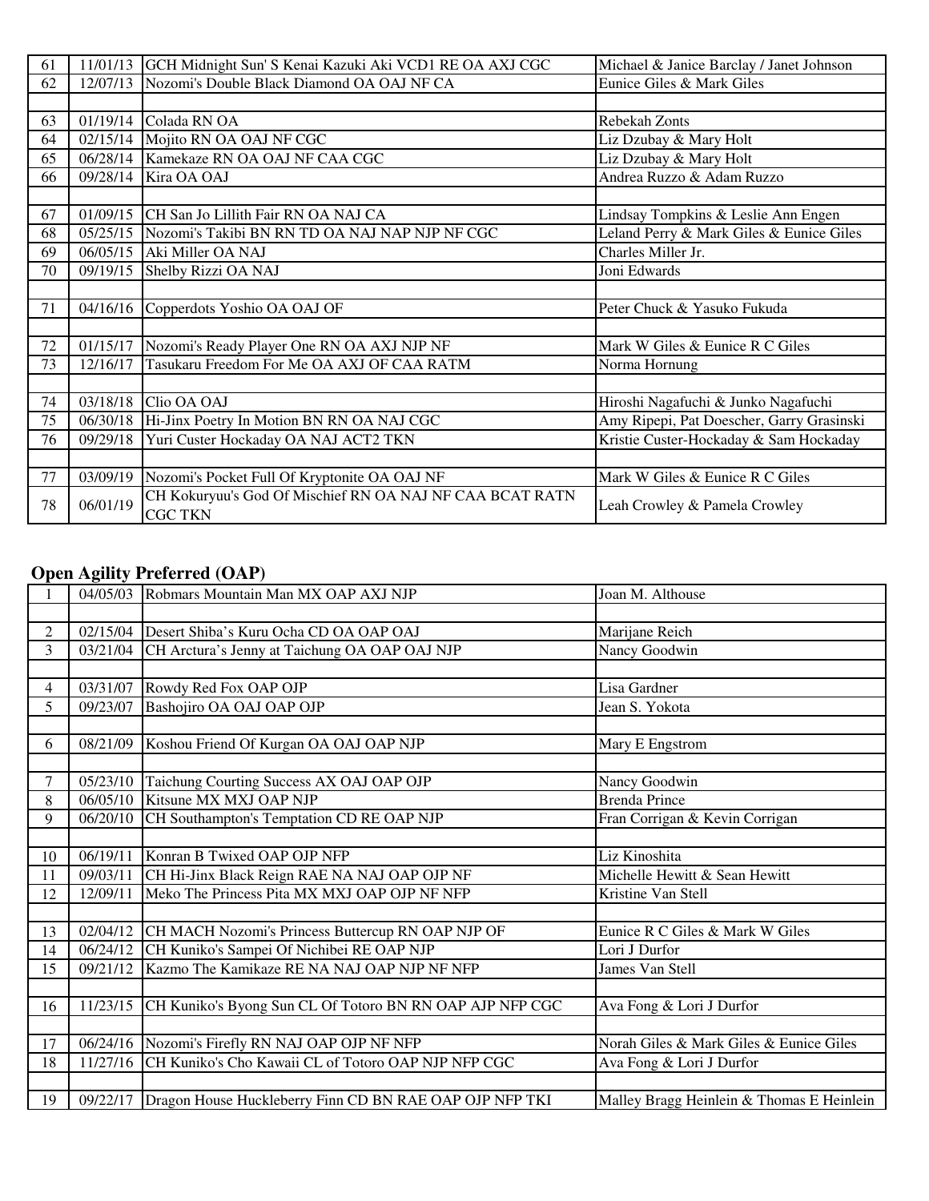| | | | |
|---|---|---|---|
| 61 | 11/01/13 | GCH Midnight Sun' S Kenai Kazuki Aki VCD1 RE OA AXJ CGC | Michael & Janice Barclay / Janet Johnson |
| 62 | 12/07/13 | Nozomi's Double Black Diamond OA OAJ NF CA | Eunice Giles & Mark Giles |
| | | | |
| 63 | 01/19/14 | Colada RN OA | Rebekah Zonts |
| 64 | 02/15/14 | Mojito RN OA OAJ NF CGC | Liz Dzubay & Mary Holt |
| 65 | 06/28/14 | Kamekaze RN OA OAJ NF CAA CGC | Liz Dzubay & Mary Holt |
| 66 | 09/28/14 | Kira OA OAJ | Andrea Ruzzo & Adam Ruzzo |
| | | | |
| 67 | 01/09/15 | CH San Jo Lillith Fair RN OA NAJ CA | Lindsay Tompkins & Leslie Ann Engen |
| 68 | 05/25/15 | Nozomi's Takibi BN RN TD OA NAJ NAP NJP NF CGC | Leland Perry & Mark Giles & Eunice Giles |
| 69 | 06/05/15 | Aki Miller OA NAJ | Charles Miller Jr. |
| 70 | 09/19/15 | Shelby Rizzi OA NAJ | Joni Edwards |
| | | | |
| 71 | 04/16/16 | Copperdots Yoshio OA OAJ OF | Peter Chuck & Yasuko Fukuda |
| | | | |
| 72 | 01/15/17 | Nozomi's Ready Player One RN OA AXJ NJP NF | Mark W Giles & Eunice R C Giles |
| 73 | 12/16/17 | Tasukaru Freedom For Me OA AXJ OF CAA RATM | Norma Hornung |
| | | | |
| 74 | 03/18/18 | Clio OA OAJ | Hiroshi Nagafuchi & Junko Nagafuchi |
| 75 | 06/30/18 | Hi-Jinx Poetry In Motion BN RN OA NAJ CGC | Amy Ripepi, Pat Doescher, Garry Grasinski |
| 76 | 09/29/18 | Yuri Custer Hockaday OA NAJ ACT2 TKN | Kristie Custer-Hockaday & Sam Hockaday |
| | | | |
| 77 | 03/09/19 | Nozomi's Pocket Full Of Kryptonite OA OAJ NF | Mark W Giles & Eunice R C Giles |
| 78 | 06/01/19 | CH Kokuryuu's God Of Mischief RN OA NAJ NF CAA BCAT RATN CGC TKN | Leah Crowley & Pamela Crowley |

## Open Agility Preferred (OAP)

| | | | |
|---|---|---|---|
| 1 | 04/05/03 | Robmars Mountain Man MX OAP AXJ NJP | Joan M. Althouse |
| | | | |
| 2 | 02/15/04 | Desert Shiba's Kuru Ocha CD OA OAP OAJ | Marijane Reich |
| 3 | 03/21/04 | CH Arctura's Jenny at Taichung OA OAP OAJ NJP | Nancy Goodwin |
| | | | |
| 4 | 03/31/07 | Rowdy Red Fox OAP OJP | Lisa Gardner |
| 5 | 09/23/07 | Bashojiro OA OAJ OAP OJP | Jean S. Yokota |
| | | | |
| 6 | 08/21/09 | Koshou Friend Of Kurgan OA OAJ OAP NJP | Mary E Engstrom |
| | | | |
| 7 | 05/23/10 | Taichung Courting Success AX OAJ OAP OJP | Nancy Goodwin |
| 8 | 06/05/10 | Kitsune MX MXJ OAP NJP | Brenda Prince |
| 9 | 06/20/10 | CH Southampton's Temptation CD RE OAP NJP | Fran Corrigan & Kevin Corrigan |
| | | | |
| 10 | 06/19/11 | Konran B Twixed OAP OJP NFP | Liz Kinoshita |
| 11 | 09/03/11 | CH Hi-Jinx Black Reign RAE NA NAJ OAP OJP NF | Michelle Hewitt & Sean Hewitt |
| 12 | 12/09/11 | Meko The Princess Pita MX MXJ OAP OJP NF NFP | Kristine Van Stell |
| | | | |
| 13 | 02/04/12 | CH MACH Nozomi's Princess Buttercup RN OAP NJP OF | Eunice R C Giles & Mark W Giles |
| 14 | 06/24/12 | CH Kuniko's Sampei Of Nichibei RE OAP NJP | Lori J Durfor |
| 15 | 09/21/12 | Kazmo The Kamikaze RE NA NAJ OAP NJP NF NFP | James Van Stell |
| | | | |
| 16 | 11/23/15 | CH Kuniko's Byong Sun CL Of Totoro BN RN OAP AJP NFP CGC | Ava Fong & Lori J Durfor |
| | | | |
| 17 | 06/24/16 | Nozomi's Firefly RN NAJ OAP OJP NF NFP | Norah Giles & Mark Giles & Eunice Giles |
| 18 | 11/27/16 | CH Kuniko's Cho Kawaii CL of Totoro OAP NJP NFP CGC | Ava Fong & Lori J Durfor |
| | | | |
| 19 | 09/22/17 | Dragon House Huckleberry Finn CD BN RAE OAP OJP NFP TKI | Malley Bragg Heinlein & Thomas E Heinlein |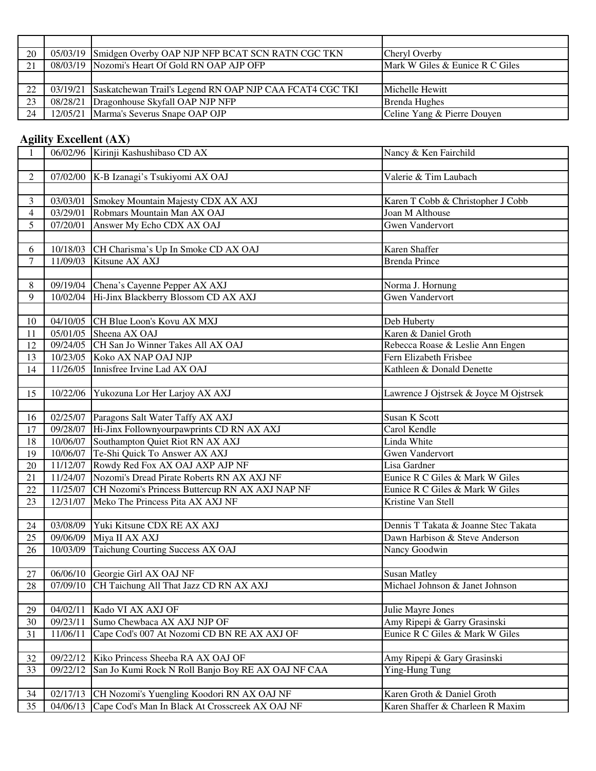| | | | |
|---|---|---|---|
| | | | |
| 20 | 05/03/19 | Smidgen Overby OAP NJP NFP BCAT SCN RATN CGC TKN | Cheryl Overby |
| 21 | 08/03/19 | Nozomi's Heart Of Gold RN OAP AJP OFP | Mark W Giles & Eunice R C Giles |
| | | | |
| 22 | 03/19/21 | Saskatchewan Trail's Legend RN OAP NJP CAA FCAT4 CGC TKI | Michelle Hewitt |
| 23 | 08/28/21 | Dragonhouse Skyfall OAP NJP NFP | Brenda Hughes |
| 24 | 12/05/21 | Marma's Severus Snape OAP OJP | Celine Yang & Pierre Douyen |

## Agility Excellent (AX)

| | | | |
|---|---|---|---|
| 1 | 06/02/96 | Kirinji Kashushibaso CD AX | Nancy & Ken Fairchild |
| | | | |
| 2 | 07/02/00 | K-B Izanagi's Tsukiyomi AX OAJ | Valerie & Tim Laubach |
| | | | |
| 3 | 03/03/01 | Smokey Mountain Majesty CDX AX AXJ | Karen T Cobb & Christopher J Cobb |
| 4 | 03/29/01 | Robmars Mountain Man AX OAJ | Joan M Althouse |
| 5 | 07/20/01 | Answer My Echo CDX AX OAJ | Gwen Vandervort |
| | | | |
| 6 | 10/18/03 | CH Charisma's Up In Smoke CD AX OAJ | Karen Shaffer |
| 7 | 11/09/03 | Kitsune AX AXJ | Brenda Prince |
| | | | |
| 8 | 09/19/04 | Chena's Cayenne Pepper AX AXJ | Norma J. Hornung |
| 9 | 10/02/04 | Hi-Jinx Blackberry Blossom CD AX AXJ | Gwen Vandervort |
| | | | |
| 10 | 04/10/05 | CH Blue Loon's Kovu AX MXJ | Deb Huberty |
| 11 | 05/01/05 | Sheena AX OAJ | Karen & Daniel Groth |
| 12 | 09/24/05 | CH San Jo Winner Takes All AX OAJ | Rebecca Roase & Leslie Ann Engen |
| 13 | 10/23/05 | Koko AX NAP OAJ NJP | Fern Elizabeth Frisbee |
| 14 | 11/26/05 | Innisfree Irvine Lad AX OAJ | Kathleen & Donald Denette |
| | | | |
| 15 | 10/22/06 | Yukozuna Lor Her Larjoy AX AXJ | Lawrence J Ojstrsek & Joyce M Ojstrsek |
| | | | |
| 16 | 02/25/07 | Paragons Salt Water Taffy AX AXJ | Susan K Scott |
| 17 | 09/28/07 | Hi-Jinx Followynyourpawprints CD RN AX AXJ | Carol Kendle |
| 18 | 10/06/07 | Southampton Quiet Riot RN AX AXJ | Linda White |
| 19 | 10/06/07 | Te-Shi Quick To Answer AX AXJ | Gwen Vandervort |
| 20 | 11/12/07 | Rowdy Red Fox AX OAJ AXP AJP NF | Lisa Gardner |
| 21 | 11/24/07 | Nozomi's Dread Pirate Roberts RN AX AXJ NF | Eunice R C Giles & Mark W Giles |
| 22 | 11/25/07 | CH Nozomi's Princess Buttercup RN AX AXJ NAP NF | Eunice R C Giles & Mark W Giles |
| 23 | 12/31/07 | Meko The Princess Pita AX AXJ NF | Kristine Van Stell |
| | | | |
| 24 | 03/08/09 | Yuki Kitsune CDX RE AX AXJ | Dennis T Takata & Joanne Stec Takata |
| 25 | 09/06/09 | Miya II AX AXJ | Dawn Harbison & Steve Anderson |
| 26 | 10/03/09 | Taichung Courting Success AX OAJ | Nancy Goodwin |
| | | | |
| 27 | 06/06/10 | Georgie Girl AX OAJ NF | Susan Matley |
| 28 | 07/09/10 | CH Taichung All That Jazz CD RN AX AXJ | Michael Johnson & Janet Johnson |
| | | | |
| 29 | 04/02/11 | Kado VI AX AXJ OF | Julie Mayre Jones |
| 30 | 09/23/11 | Sumo Chewbaca AX AXJ NJP OF | Amy Ripepi & Garry Grasinski |
| 31 | 11/06/11 | Cape Cod's 007 At Nozomi CD BN RE AX AXJ OF | Eunice R C Giles & Mark W Giles |
| | | | |
| 32 | 09/22/12 | Kiko Princess Sheeba RA AX OAJ OF | Amy Ripepi & Gary Grasinski |
| 33 | 09/22/12 | San Jo Kumi Rock N Roll Banjo Boy RE AX OAJ NF CAA | Ying-Hung Tung |
| | | | |
| 34 | 02/17/13 | CH Nozomi's Yuengling Koodori RN AX OAJ NF | Karen Groth & Daniel Groth |
| 35 | 04/06/13 | Cape Cod's Man In Black At Crosscreek AX OAJ NF | Karen Shaffer & Charleen R Maxim |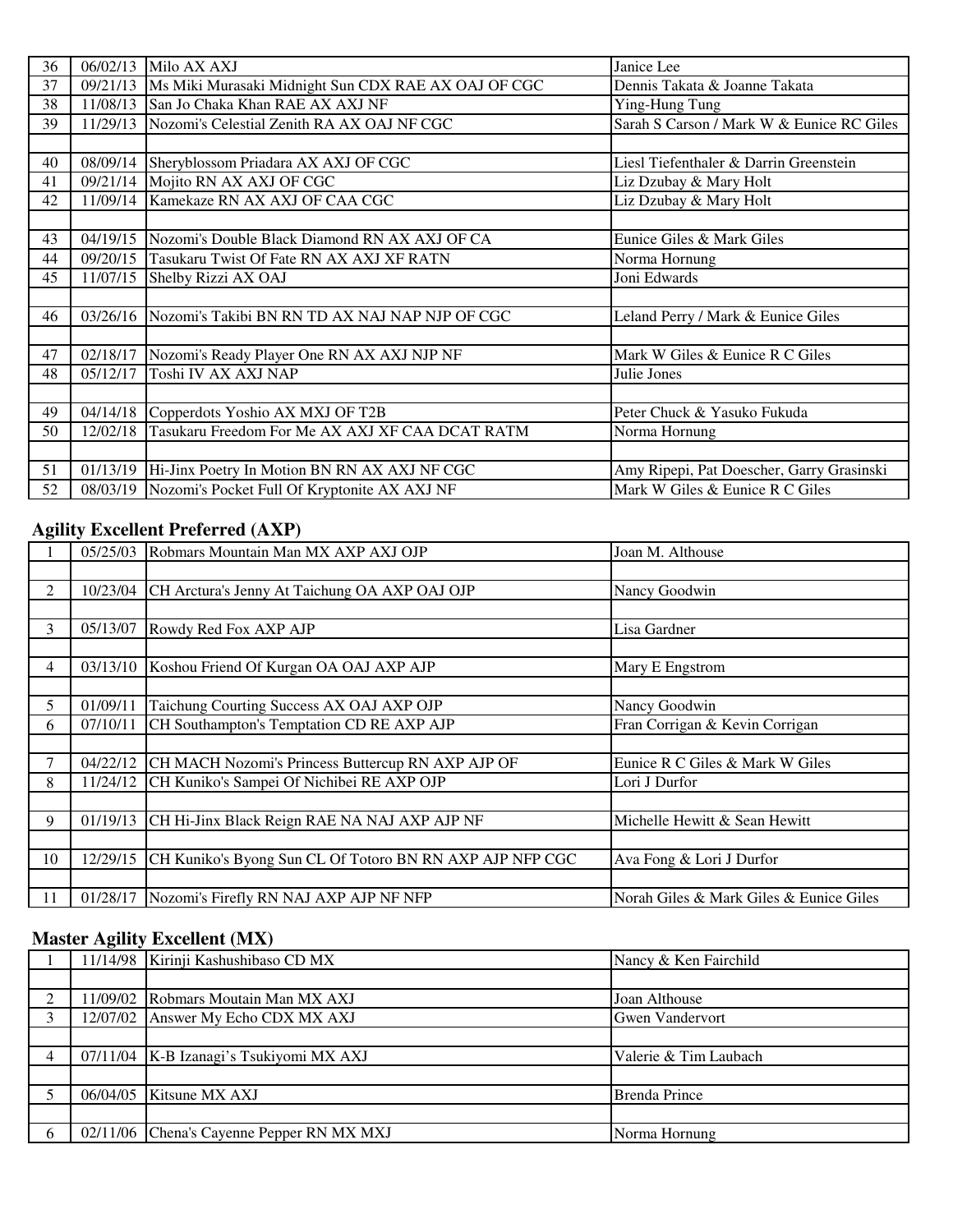| | | | |
|---|---|---|---|
| 36 | 06/02/13 | Milo AX AXJ | Janice Lee |
| 37 | 09/21/13 | Ms Miki Murasaki Midnight Sun CDX RAE AX OAJ OF CGC | Dennis Takata & Joanne Takata |
| 38 | 11/08/13 | San Jo Chaka Khan RAE AX AXJ NF | Ying-Hung Tung |
| 39 | 11/29/13 | Nozomi's Celestial Zenith RA AX OAJ NF CGC | Sarah S Carson / Mark W & Eunice RC Giles |
| | | | |
| 40 | 08/09/14 | Sheryblossom Priadara AX AXJ OF CGC | Liesl Tiefenthaler & Darrin Greenstein |
| 41 | 09/21/14 | Mojito RN AX AXJ OF CGC | Liz Dzubay & Mary Holt |
| 42 | 11/09/14 | Kamekaze RN AX AXJ OF CAA CGC | Liz Dzubay & Mary Holt |
| | | | |
| 43 | 04/19/15 | Nozomi's Double Black Diamond RN AX AXJ OF CA | Eunice Giles & Mark Giles |
| 44 | 09/20/15 | Tasukaru Twist Of Fate RN AX AXJ XF RATN | Norma Hornung |
| 45 | 11/07/15 | Shelby Rizzi AX OAJ | Joni Edwards |
| | | | |
| 46 | 03/26/16 | Nozomi's Takibi BN RN TD AX NAJ NAP NJP OF CGC | Leland Perry / Mark & Eunice Giles |
| | | | |
| 47 | 02/18/17 | Nozomi's Ready Player One RN AX AXJ NJP NF | Mark W Giles & Eunice R C Giles |
| 48 | 05/12/17 | Toshi IV AX AXJ NAP | Julie Jones |
| | | | |
| 49 | 04/14/18 | Copperdots Yoshio AX MXJ OF T2B | Peter Chuck & Yasuko Fukuda |
| 50 | 12/02/18 | Tasukaru Freedom For Me AX AXJ XF CAA DCAT RATM | Norma Hornung |
| | | | |
| 51 | 01/13/19 | Hi-Jinx Poetry In Motion BN RN AX AXJ NF CGC | Amy Ripepi, Pat Doescher, Garry Grasinski |
| 52 | 08/03/19 | Nozomi's Pocket Full Of Kryptonite AX AXJ NF | Mark W Giles & Eunice R C Giles |

## Agility Excellent Preferred (AXP)

| | | | |
|---|---|---|---|
| 1 | 05/25/03 | Robmars Mountain Man MX AXP AXJ OJP | Joan M. Althouse |
| | | | |
| 2 | 10/23/04 | CH Arctura's Jenny At Taichung OA AXP OAJ OJP | Nancy Goodwin |
| | | | |
| 3 | 05/13/07 | Rowdy Red Fox AXP AJP | Lisa Gardner |
| | | | |
| 4 | 03/13/10 | Koshou Friend Of Kurgan OA OAJ AXP AJP | Mary E Engstrom |
| | | | |
| 5 | 01/09/11 | Taichung Courting Success AX OAJ AXP OJP | Nancy Goodwin |
| 6 | 07/10/11 | CH Southampton's Temptation CD RE AXP AJP | Fran Corrigan & Kevin Corrigan |
| | | | |
| 7 | 04/22/12 | CH MACH Nozomi's Princess Buttercup RN AXP AJP OF | Eunice R C Giles & Mark W Giles |
| 8 | 11/24/12 | CH Kuniko's Sampei Of Nichibei RE AXP OJP | Lori J Durfor |
| | | | |
| 9 | 01/19/13 | CH Hi-Jinx Black Reign RAE NA NAJ AXP AJP NF | Michelle Hewitt & Sean Hewitt |
| | | | |
| 10 | 12/29/15 | CH Kuniko's Byong Sun CL Of Totoro BN RN AXP AJP NFP CGC | Ava Fong & Lori J Durfor |
| | | | |
| 11 | 01/28/17 | Nozomi's Firefly RN NAJ AXP AJP NF NFP | Norah Giles & Mark Giles & Eunice Giles |

## Master Agility Excellent (MX)

| | | | |
|---|---|---|---|
| 1 | 11/14/98 | Kirinji Kashushibaso CD MX | Nancy & Ken Fairchild |
| | | | |
| 2 | 11/09/02 | Robmars Moutain Man MX AXJ | Joan Althouse |
| 3 | 12/07/02 | Answer My Echo CDX MX AXJ | Gwen Vandervort |
| | | | |
| 4 | 07/11/04 | K-B Izanagi's Tsukiyomi MX AXJ | Valerie & Tim Laubach |
| | | | |
| 5 | 06/04/05 | Kitsune MX AXJ | Brenda Prince |
| | | | |
| 6 | 02/11/06 | Chena's Cayenne Pepper RN MX MXJ | Norma Hornung |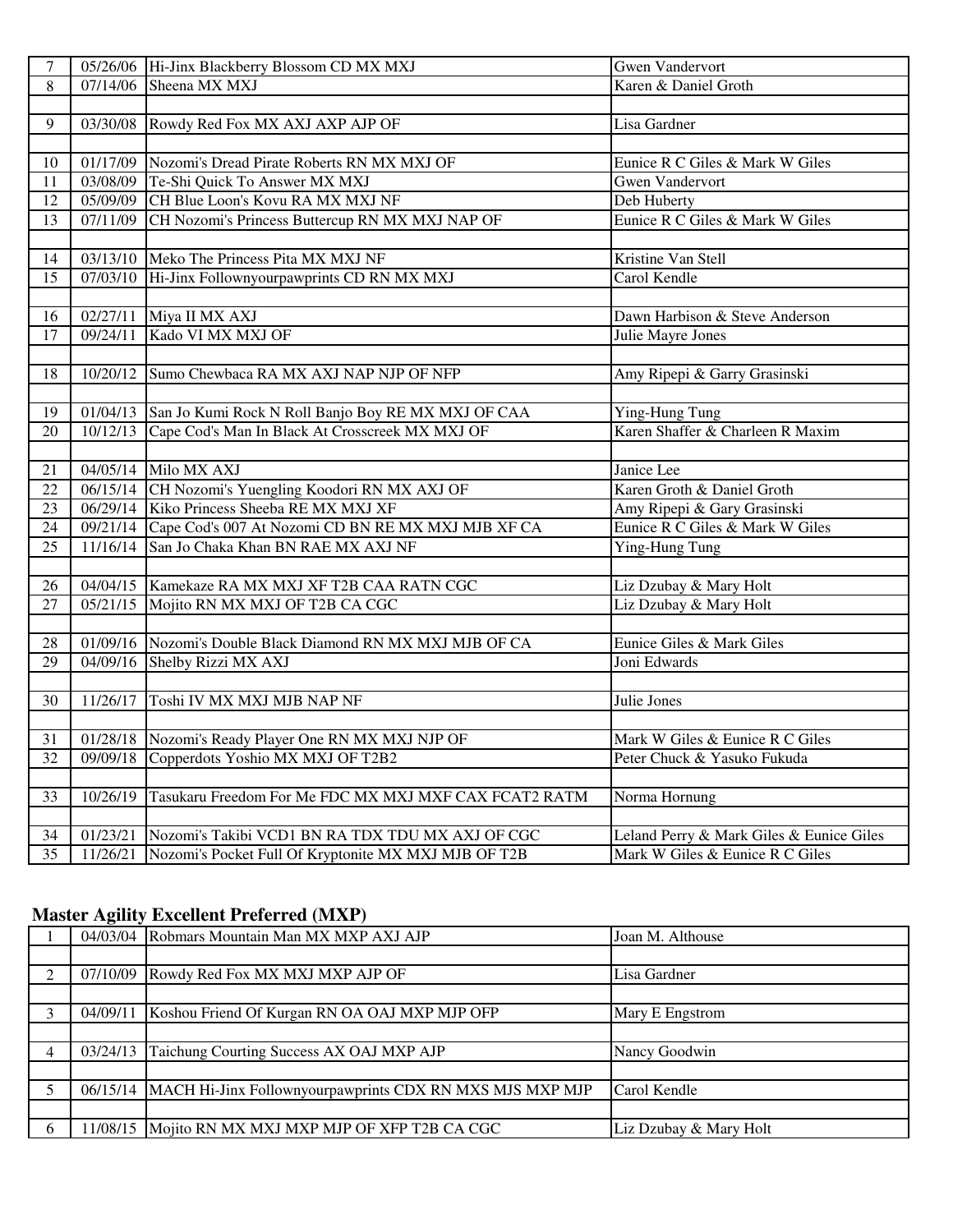| | | | |
|---|---|---|---|
| 7 | 05/26/06 | Hi-Jinx Blackberry Blossom CD MX MXJ | Gwen Vandervort |
| 8 | 07/14/06 | Sheena MX MXJ | Karen & Daniel Groth |
| | | | |
| 9 | 03/30/08 | Rowdy Red Fox MX AXJ AXP AJP OF | Lisa Gardner |
| | | | |
| 10 | 01/17/09 | Nozomi's Dread Pirate Roberts RN MX MXJ OF | Eunice R C Giles & Mark W Giles |
| 11 | 03/08/09 | Te-Shi Quick To Answer MX MXJ | Gwen Vandervort |
| 12 | 05/09/09 | CH Blue Loon's Kovu RA MX MXJ NF | Deb Huberty |
| 13 | 07/11/09 | CH Nozomi's Princess Buttercup RN MX MXJ NAP OF | Eunice R C Giles & Mark W Giles |
| | | | |
| 14 | 03/13/10 | Meko The Princess Pita MX MXJ NF | Kristine Van Stell |
| 15 | 07/03/10 | Hi-Jinx Follownyourpawprints CD RN MX MXJ | Carol Kendle |
| | | | |
| 16 | 02/27/11 | Miya II MX AXJ | Dawn Harbison & Steve Anderson |
| 17 | 09/24/11 | Kado VI MX MXJ OF | Julie Mayre Jones |
| | | | |
| 18 | 10/20/12 | Sumo Chewbaca RA MX AXJ NAP NJP OF NFP | Amy Ripepi & Garry Grasinski |
| | | | |
| 19 | 01/04/13 | San Jo Kumi Rock N Roll Banjo Boy RE MX MXJ OF CAA | Ying-Hung Tung |
| 20 | 10/12/13 | Cape Cod's Man In Black At Crosscreek MX MXJ OF | Karen Shaffer & Charleen R Maxim |
| | | | |
| 21 | 04/05/14 | Milo MX AXJ | Janice Lee |
| 22 | 06/15/14 | CH Nozomi's Yuengling Koodori RN MX AXJ OF | Karen Groth & Daniel Groth |
| 23 | 06/29/14 | Kiko Princess Sheeba RE MX MXJ XF | Amy Ripepi & Gary Grasinski |
| 24 | 09/21/14 | Cape Cod's 007 At Nozomi CD BN RE MX MXJ MJB XF CA | Eunice R C Giles & Mark W Giles |
| 25 | 11/16/14 | San Jo Chaka Khan BN RAE MX AXJ NF | Ying-Hung Tung |
| | | | |
| 26 | 04/04/15 | Kamekaze RA MX MXJ XF T2B CAA RATN CGC | Liz Dzubay & Mary Holt |
| 27 | 05/21/15 | Mojito RN MX MXJ OF T2B CA CGC | Liz Dzubay & Mary Holt |
| | | | |
| 28 | 01/09/16 | Nozomi's Double Black Diamond RN MX MXJ MJB OF CA | Eunice Giles & Mark Giles |
| 29 | 04/09/16 | Shelby Rizzi MX AXJ | Joni Edwards |
| | | | |
| 30 | 11/26/17 | Toshi IV MX MXJ MJB NAP NF | Julie Jones |
| | | | |
| 31 | 01/28/18 | Nozomi's Ready Player One RN MX MXJ NJP OF | Mark W Giles & Eunice R C Giles |
| 32 | 09/09/18 | Copperdots Yoshio MX MXJ OF T2B2 | Peter Chuck & Yasuko Fukuda |
| | | | |
| 33 | 10/26/19 | Tasukaru Freedom For Me FDC MX MXJ MXF CAX FCAT2 RATM | Norma Hornung |
| | | | |
| 34 | 01/23/21 | Nozomi's Takibi VCD1 BN RA TDX TDU MX AXJ OF CGC | Leland Perry & Mark Giles & Eunice Giles |
| 35 | 11/26/21 | Nozomi's Pocket Full Of Kryptonite MX MXJ MJB OF T2B | Mark W Giles & Eunice R C Giles |

## Master Agility Excellent Preferred (MXP)

| | | | |
|---|---|---|---|
| 1 | 04/03/04 | Robmars Mountain Man MX MXP AXJ AJP | Joan M. Althouse |
| | | | |
| 2 | 07/10/09 | Rowdy Red Fox MX MXJ MXP AJP OF | Lisa Gardner |
| | | | |
| 3 | 04/09/11 | Koshou Friend Of Kurgan RN OA OAJ MXP MJP OFP | Mary E Engstrom |
| | | | |
| 4 | 03/24/13 | Taichung Courting Success AX OAJ MXP AJP | Nancy Goodwin |
| | | | |
| 5 | 06/15/14 | MACH Hi-Jinx Followyourpawprints CDX RN MXS MJS MXP MJP | Carol Kendle |
| | | | |
| 6 | 11/08/15 | Mojito RN MX MXJ MXP MJP OF XFP T2B CA CGC | Liz Dzubay & Mary Holt |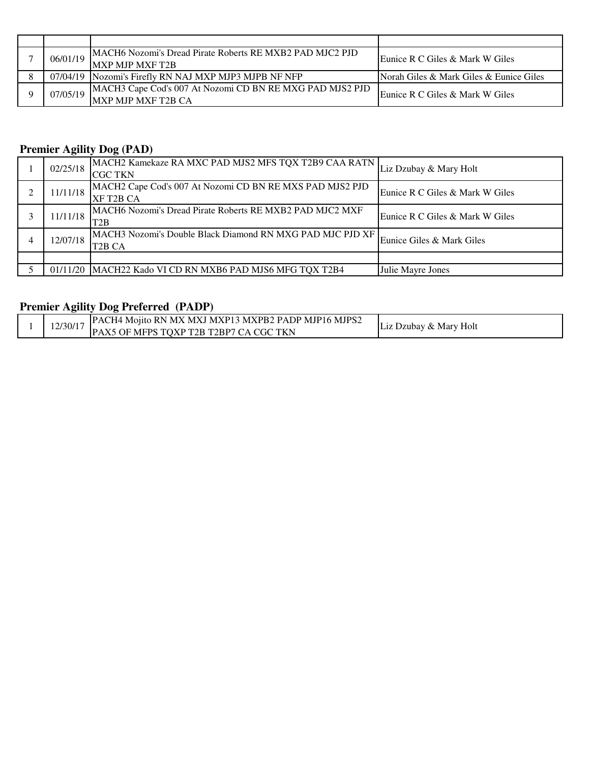| | | | |
|---|---|---|---|
| | | | |
| 7 | 06/01/19 | MACH6 Nozomi's Dread Pirate Roberts RE MXB2 PAD MJC2 PJD MXP MJP MXF T2B | Eunice R C Giles & Mark W Giles |
| 8 | 07/04/19 | Nozomi's Firefly RN NAJ MXP MJP3 MJPB NF NFP | Norah Giles & Mark Giles & Eunice Giles |
| 9 | 07/05/19 | MACH3 Cape Cod's 007 At Nozomi CD BN RE MXG PAD MJS2 PJD MXP MJP MXF T2B CA | Eunice R C Giles & Mark W Giles |

## Premier Agility Dog (PAD)

| | | | |
|---|---|---|---|
| 1 | 02/25/18 | MACH2 Kamekaze RA MXC PAD MJS2 MFS TQX T2B9 CAA RATN CGC TKN | Liz Dzubay & Mary Holt |
| 2 | 11/11/18 | MACH2 Cape Cod's 007 At Nozomi CD BN RE MXS PAD MJS2 PJD XF T2B CA | Eunice R C Giles & Mark W Giles |
| 3 | 11/11/18 | MACH6 Nozomi's Dread Pirate Roberts RE MXB2 PAD MJC2 MXF T2B | Eunice R C Giles & Mark W Giles |
| 4 | 12/07/18 | MACH3 Nozomi's Double Black Diamond RN MXG PAD MJC PJD XF T2B CA | Eunice Giles & Mark Giles |
| | | | |
| 5 | 01/11/20 | MACH22 Kado VI CD RN MXB6 PAD MJS6 MFG TQX T2B4 | Julie Mayre Jones |

## Premier Agility Dog Preferred (PADP)

| | | | |
|---|---|---|---|
| 1 | 12/30/17 | PACH4 Mojito RN MX MXJ MXP13 MXPB2 PADP MJP16 MJPS2 PAX5 OF MFPS TQXP T2B T2BP7 CA CGC TKN | Liz Dzubay & Mary Holt |